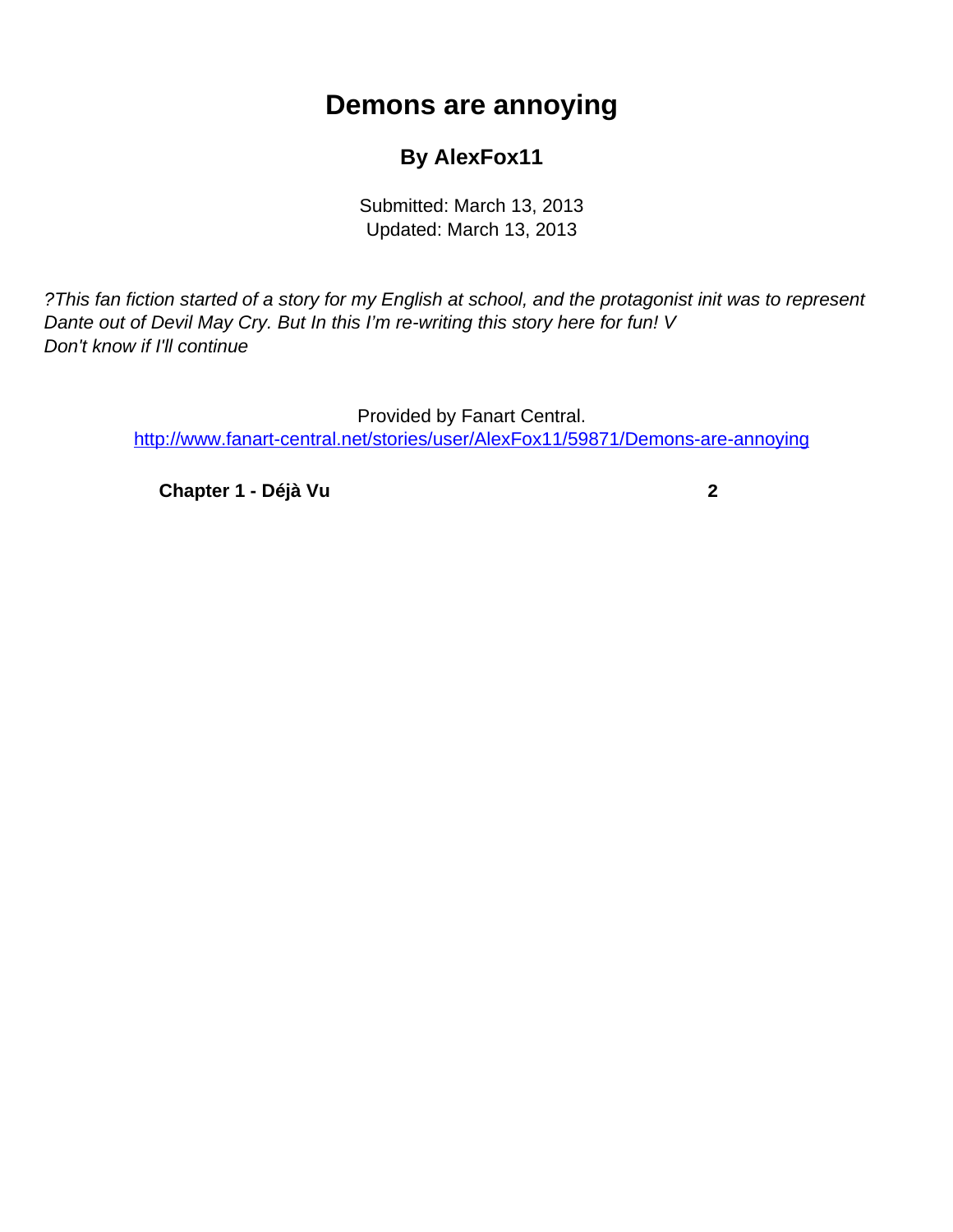# Demons are annoying

## By AlexFox11

Submitted: March 13, 2013
Updated: March 13, 2013

*?This fan fiction started of a story for my English at school, and the protagonist init was to represent Dante out of Devil May Cry. But In this I'm re-writing this story here for fun! V
Don't know if I'll continue*

Provided by Fanart Central.
[http://www.fanart-central.net/stories/user/AlexFox11/59871/Demons-are-annoying](http://www.fanart-central.net/stories/user/AlexFox11/59871/Demons-are-annoying)

| | |
|---|---|
| **Chapter 1 - Déjà Vu** | **2** |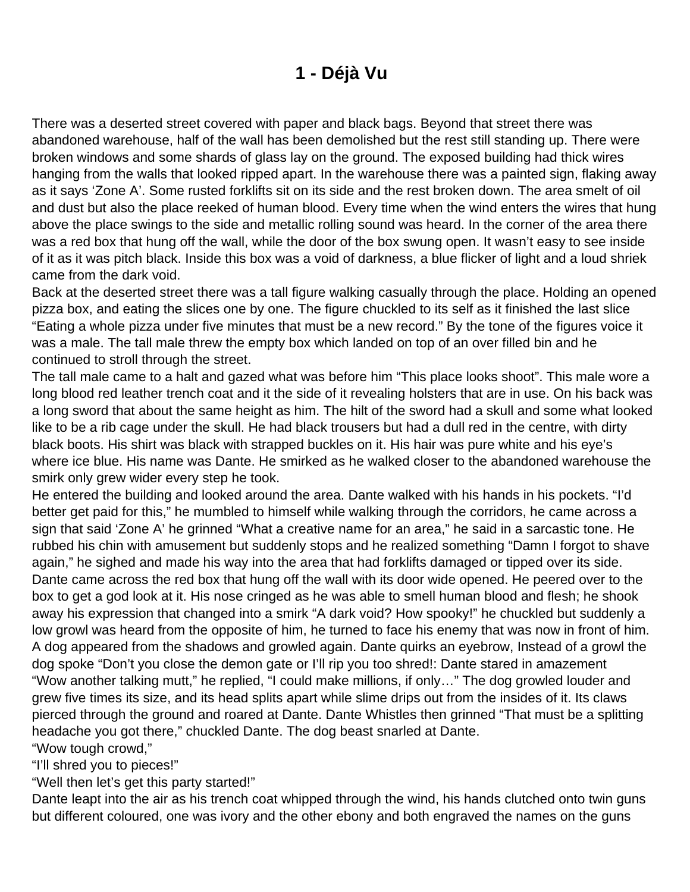# 1 - Déjà Vu

There was a deserted street covered with paper and black bags. Beyond that street there was abandoned warehouse, half of the wall has been demolished but the rest still standing up. There were broken windows and some shards of glass lay on the ground. The exposed building had thick wires hanging from the walls that looked ripped apart. In the warehouse there was a painted sign, flaking away as it says 'Zone A'. Some rusted forklifts sit on its side and the rest broken down. The area smelt of oil and dust but also the place reeked of human blood. Every time when the wind enters the wires that hung above the place swings to the side and metallic rolling sound was heard. In the corner of the area there was a red box that hung off the wall, while the door of the box swung open. It wasn't easy to see inside of it as it was pitch black. Inside this box was a void of darkness, a blue flicker of light and a loud shriek came from the dark void.
Back at the deserted street there was a tall figure walking casually through the place. Holding an opened pizza box, and eating the slices one by one. The figure chuckled to its self as it finished the last slice "Eating a whole pizza under five minutes that must be a new record." By the tone of the figures voice it was a male. The tall male threw the empty box which landed on top of an over filled bin and he continued to stroll through the street.
The tall male came to a halt and gazed what was before him "This place looks shoot". This male wore a long blood red leather trench coat and it the side of it revealing holsters that are in use. On his back was a long sword that about the same height as him. The hilt of the sword had a skull and some what looked like to be a rib cage under the skull. He had black trousers but had a dull red in the centre, with dirty black boots. His shirt was black with strapped buckles on it. His hair was pure white and his eye's where ice blue. His name was Dante. He smirked as he walked closer to the abandoned warehouse the smirk only grew wider every step he took.
He entered the building and looked around the area. Dante walked with his hands in his pockets. "I'd better get paid for this," he mumbled to himself while walking through the corridors, he came across a sign that said 'Zone A' he grinned "What a creative name for an area," he said in a sarcastic tone. He rubbed his chin with amusement but suddenly stops and he realized something "Damn I forgot to shave again," he sighed and made his way into the area that had forklifts damaged or tipped over its side. Dante came across the red box that hung off the wall with its door wide opened. He peered over to the box to get a god look at it. His nose cringed as he was able to smell human blood and flesh; he shook away his expression that changed into a smirk "A dark void? How spooky!" he chuckled but suddenly a low growl was heard from the opposite of him, he turned to face his enemy that was now in front of him. A dog appeared from the shadows and growled again. Dante quirks an eyebrow, Instead of a growl the dog spoke "Don't you close the demon gate or I'll rip you too shred!: Dante stared in amazement "Wow another talking mutt," he replied, "I could make millions, if only…" The dog growled louder and grew five times its size, and its head splits apart while slime drips out from the insides of it. Its claws pierced through the ground and roared at Dante. Dante Whistles then grinned "That must be a splitting headache you got there," chuckled Dante. The dog beast snarled at Dante.
"Wow tough crowd,"
"I'll shred you to pieces!"
"Well then let's get this party started!"
Dante leapt into the air as his trench coat whipped through the wind, his hands clutched onto twin guns but different coloured, one was ivory and the other ebony and both engraved the names on the guns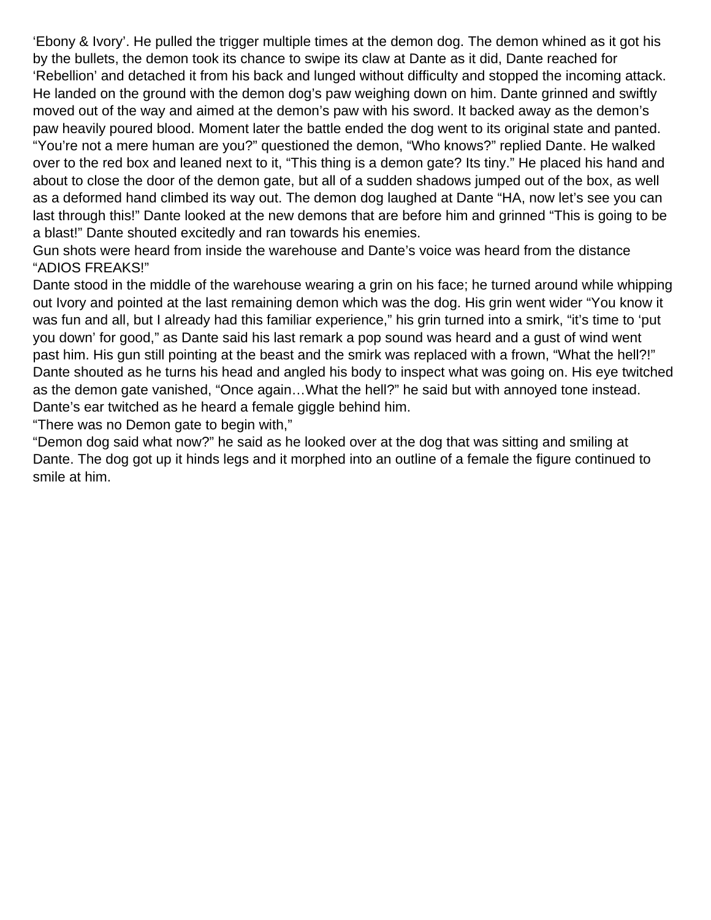‘Ebony & Ivory’. He pulled the trigger multiple times at the demon dog. The demon whined as it got his by the bullets, the demon took its chance to swipe its claw at Dante as it did, Dante reached for ‘Rebellion’ and detached it from his back and lunged without difficulty and stopped the incoming attack. He landed on the ground with the demon dog’s paw weighing down on him. Dante grinned and swiftly moved out of the way and aimed at the demon’s paw with his sword. It backed away as the demon’s paw heavily poured blood. Moment later the battle ended the dog went to its original state and panted. “You’re not a mere human are you?” questioned the demon, “Who knows?” replied Dante. He walked over to the red box and leaned next to it, “This thing is a demon gate? Its tiny.” He placed his hand and about to close the door of the demon gate, but all of a sudden shadows jumped out of the box, as well as a deformed hand climbed its way out. The demon dog laughed at Dante “HA, now let’s see you can last through this!” Dante looked at the new demons that are before him and grinned “This is going to be a blast!” Dante shouted excitedly and ran towards his enemies.

Gun shots were heard from inside the warehouse and Dante’s voice was heard from the distance “ADIOS FREAKS!”

Dante stood in the middle of the warehouse wearing a grin on his face; he turned around while whipping out Ivory and pointed at the last remaining demon which was the dog. His grin went wider “You know it was fun and all, but I already had this familiar experience,” his grin turned into a smirk, “it’s time to ‘put you down’ for good,” as Dante said his last remark a pop sound was heard and a gust of wind went past him. His gun still pointing at the beast and the smirk was replaced with a frown, “What the hell?!” Dante shouted as he turns his head and angled his body to inspect what was going on. His eye twitched as the demon gate vanished, “Once again…What the hell?” he said but with annoyed tone instead. Dante’s ear twitched as he heard a female giggle behind him.

“There was no Demon gate to begin with,”

“Demon dog said what now?” he said as he looked over at the dog that was sitting and smiling at Dante. The dog got up it hinds legs and it morphed into an outline of a female the figure continued to smile at him.